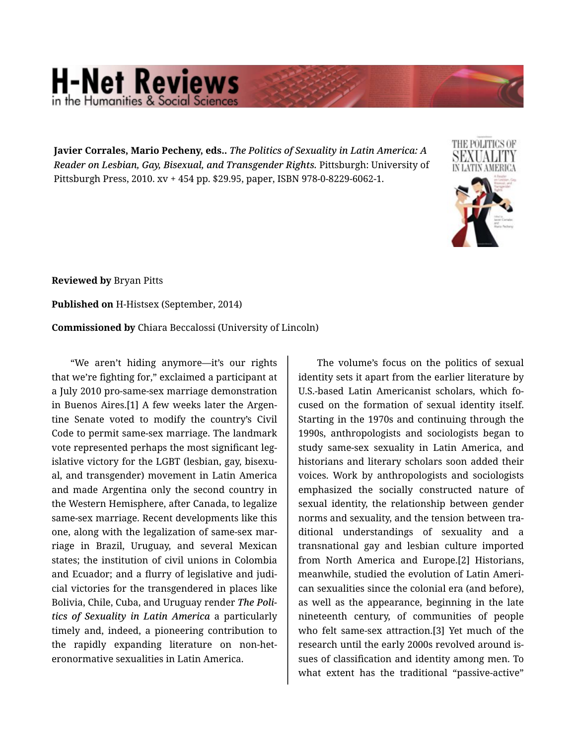**Javier Corrales, Mario Pecheny, eds..** *The Politics of Sexuality in Latin America: A Reader on Lesbian, Gay, Bisexual, and Transgender Rights.* Pittsburgh: University of Pittsburgh Press, 2010. xv + 454 pp. $29.95, paper, ISBN 978-0-8229-6062-1.

**Reviewed by** Bryan Pitts

**Published on** H-Histsex (September, 2014)

**Commissioned by** Chiara Beccalossi (University of Lincoln)

"We aren't hiding anymore—it's our rights that we're fighting for," exclaimed a participant at a July 2010 pro-same-sex marriage demonstration in Buenos Aires.[1] A few weeks later the Argentine Senate voted to modify the country's Civil Code to permit same-sex marriage. The landmark vote represented perhaps the most significant legislative victory for the LGBT (lesbian, gay, bisexual, and transgender) movement in Latin America and made Argentina only the second country in the Western Hemisphere, after Canada, to legalize same-sex marriage. Recent developments like this one, along with the legalization of same-sex marriage in Brazil, Uruguay, and several Mexican states; the institution of civil unions in Colombia and Ecuador; and a flurry of legislative and judicial victories for the transgendered in places like Bolivia, Chile, Cuba, and Uruguay render ***The Politics of Sexuality in Latin America*** a particularly timely and, indeed, a pioneering contribution to the rapidly expanding literature on non-heteronormative sexualities in Latin America.

The volume's focus on the politics of sexual identity sets it apart from the earlier literature by U.S.-based Latin Americanist scholars, which focused on the formation of sexual identity itself. Starting in the 1970s and continuing through the 1990s, anthropologists and sociologists began to study same-sex sexuality in Latin America, and historians and literary scholars soon added their voices. Work by anthropologists and sociologists emphasized the socially constructed nature of sexual identity, the relationship between gender norms and sexuality, and the tension between traditional understandings of sexuality and a transnational gay and lesbian culture imported from North America and Europe.[2] Historians, meanwhile, studied the evolution of Latin American sexualities since the colonial era (and before), as well as the appearance, beginning in the late nineteenth century, of communities of people who felt same-sex attraction.[3] Yet much of the research until the early 2000s revolved around issues of classification and identity among men. To what extent has the traditional "passive-active"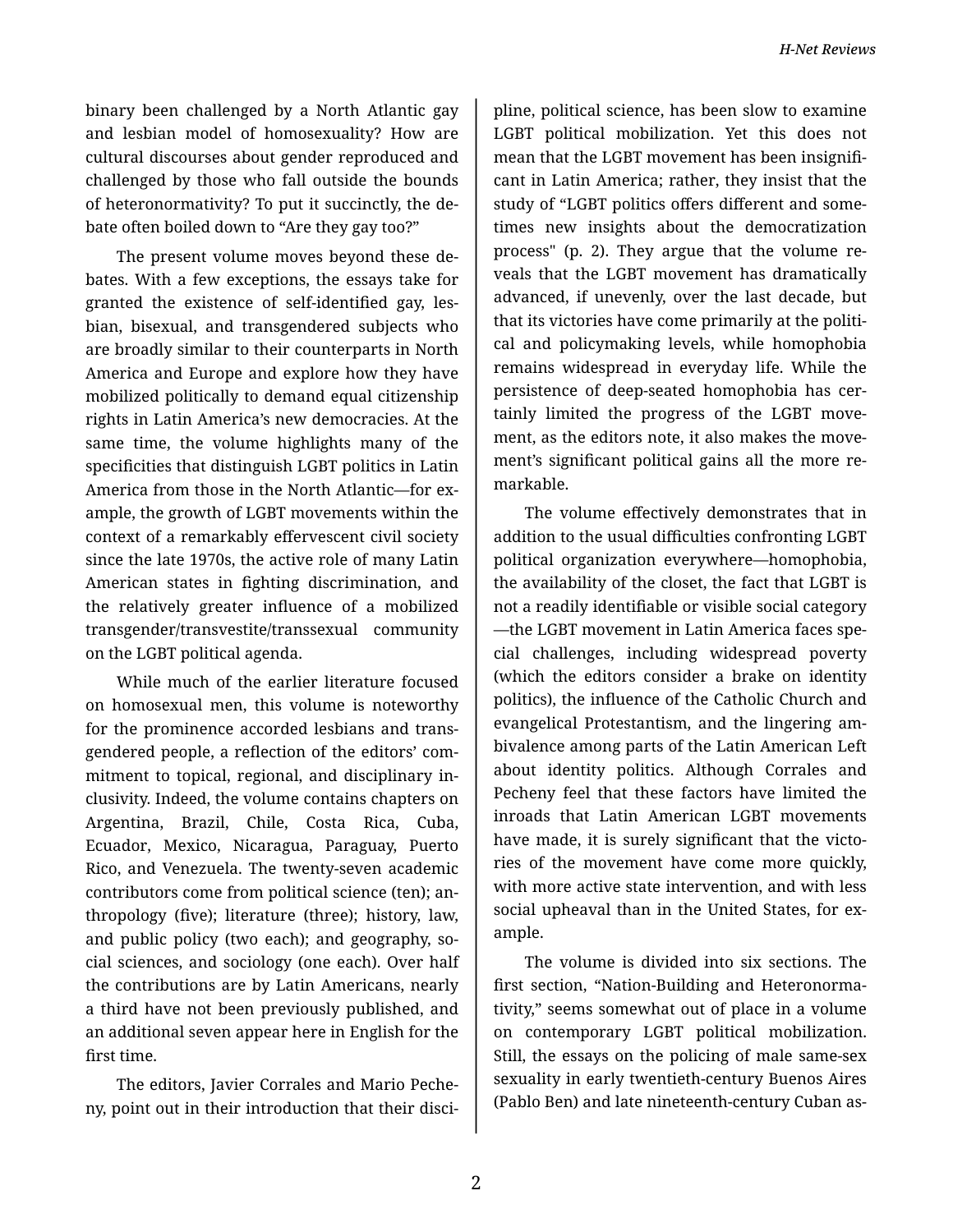binary been challenged by a North Atlantic gay and lesbian model of homosexuality? How are cultural discourses about gender reproduced and challenged by those who fall outside the bounds of heteronormativity? To put it succinctly, the debate often boiled down to "Are they gay too?"

The present volume moves beyond these debates. With a few exceptions, the essays take for granted the existence of self-identified gay, lesbian, bisexual, and transgendered subjects who are broadly similar to their counterparts in North America and Europe and explore how they have mobilized politically to demand equal citizenship rights in Latin America's new democracies. At the same time, the volume highlights many of the specificities that distinguish LGBT politics in Latin America from those in the North Atlantic—for example, the growth of LGBT movements within the context of a remarkably effervescent civil society since the late 1970s, the active role of many Latin American states in fighting discrimination, and the relatively greater influence of a mobilized transgender/transvestite/transsexual community on the LGBT political agenda.

While much of the earlier literature focused on homosexual men, this volume is noteworthy for the prominence accorded lesbians and transgendered people, a reflection of the editors' commitment to topical, regional, and disciplinary inclusivity. Indeed, the volume contains chapters on Argentina, Brazil, Chile, Costa Rica, Cuba, Ecuador, Mexico, Nicaragua, Paraguay, Puerto Rico, and Venezuela. The twenty-seven academic contributors come from political science (ten); anthropology (five); literature (three); history, law, and public policy (two each); and geography, social sciences, and sociology (one each). Over half the contributions are by Latin Americans, nearly a third have not been previously published, and an additional seven appear here in English for the first time.

The editors, Javier Corrales and Mario Pecheny, point out in their introduction that their discipline, political science, has been slow to examine LGBT political mobilization. Yet this does not mean that the LGBT movement has been insignificant in Latin America; rather, they insist that the study of "LGBT politics offers different and sometimes new insights about the democratization process" (p. 2). They argue that the volume reveals that the LGBT movement has dramatically advanced, if unevenly, over the last decade, but that its victories have come primarily at the political and policymaking levels, while homophobia remains widespread in everyday life. While the persistence of deep-seated homophobia has certainly limited the progress of the LGBT movement, as the editors note, it also makes the movement's significant political gains all the more remarkable.

The volume effectively demonstrates that in addition to the usual difficulties confronting LGBT political organization everywhere—homophobia, the availability of the closet, the fact that LGBT is not a readily identifiable or visible social category—the LGBT movement in Latin America faces special challenges, including widespread poverty (which the editors consider a brake on identity politics), the influence of the Catholic Church and evangelical Protestantism, and the lingering ambivalence among parts of the Latin American Left about identity politics. Although Corrales and Pecheny feel that these factors have limited the inroads that Latin American LGBT movements have made, it is surely significant that the victories of the movement have come more quickly, with more active state intervention, and with less social upheaval than in the United States, for example.

The volume is divided into six sections. The first section, "Nation-Building and Heteronormativity," seems somewhat out of place in a volume on contemporary LGBT political mobilization. Still, the essays on the policing of male same-sex sexuality in early twentieth-century Buenos Aires (Pablo Ben) and late nineteenth-century Cuban as-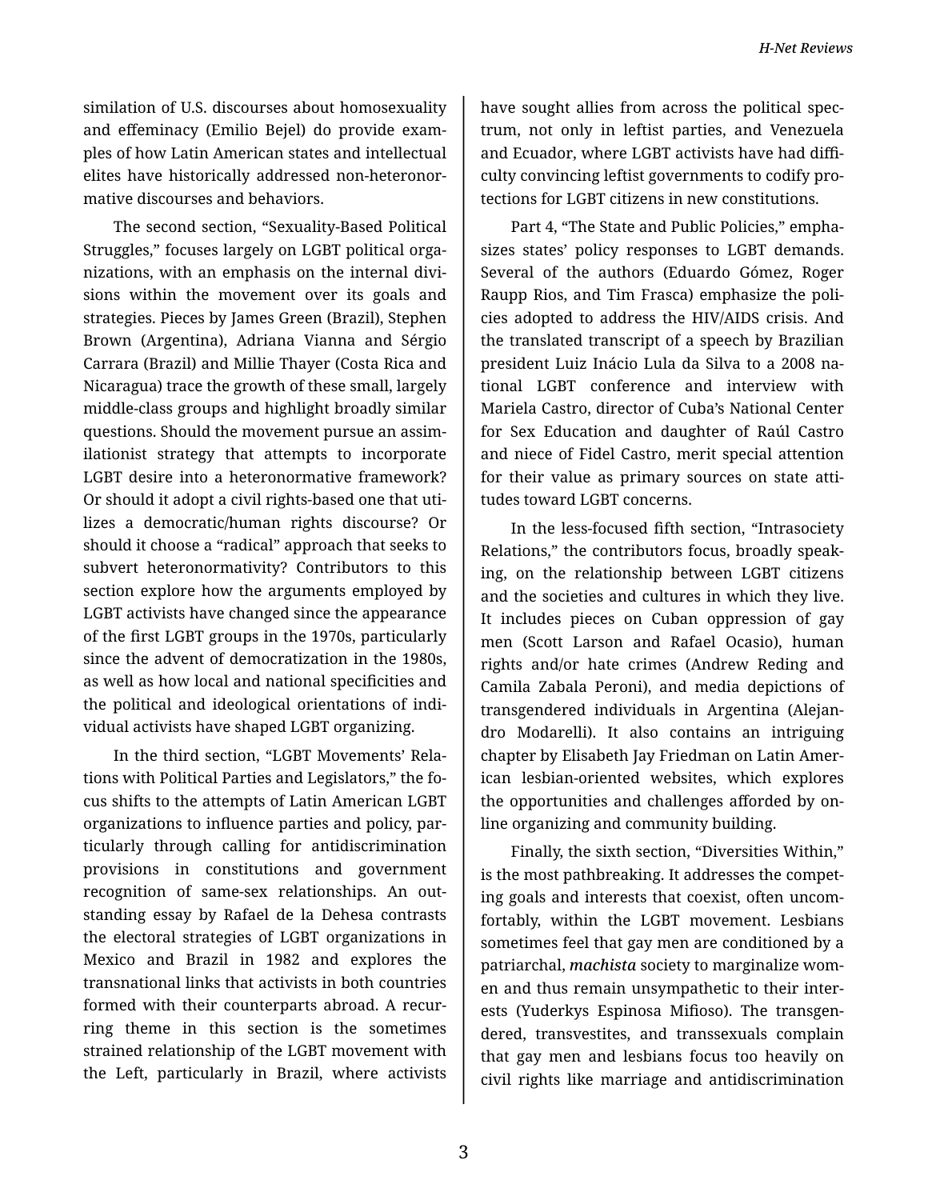similation of U.S. discourses about homosexuality and effeminacy (Emilio Bejel) do provide examples of how Latin American states and intellectual elites have historically addressed non-heteronormative discourses and behaviors.

The second section, "Sexuality-Based Political Struggles," focuses largely on LGBT political organizations, with an emphasis on the internal divisions within the movement over its goals and strategies. Pieces by James Green (Brazil), Stephen Brown (Argentina), Adriana Vianna and Sérgio Carrara (Brazil) and Millie Thayer (Costa Rica and Nicaragua) trace the growth of these small, largely middle-class groups and highlight broadly similar questions. Should the movement pursue an assimilationist strategy that attempts to incorporate LGBT desire into a heteronormative framework? Or should it adopt a civil rights-based one that utilizes a democratic/human rights discourse? Or should it choose a "radical" approach that seeks to subvert heteronormativity? Contributors to this section explore how the arguments employed by LGBT activists have changed since the appearance of the first LGBT groups in the 1970s, particularly since the advent of democratization in the 1980s, as well as how local and national specificities and the political and ideological orientations of individual activists have shaped LGBT organizing.

In the third section, "LGBT Movements' Relations with Political Parties and Legislators," the focus shifts to the attempts of Latin American LGBT organizations to influence parties and policy, particularly through calling for antidiscrimination provisions in constitutions and government recognition of same-sex relationships. An outstanding essay by Rafael de la Dehesa contrasts the electoral strategies of LGBT organizations in Mexico and Brazil in 1982 and explores the transnational links that activists in both countries formed with their counterparts abroad. A recurring theme in this section is the sometimes strained relationship of the LGBT movement with the Left, particularly in Brazil, where activists have sought allies from across the political spectrum, not only in leftist parties, and Venezuela and Ecuador, where LGBT activists have had difficulty convincing leftist governments to codify protections for LGBT citizens in new constitutions.

Part 4, "The State and Public Policies," emphasizes states' policy responses to LGBT demands. Several of the authors (Eduardo Gómez, Roger Raupp Rios, and Tim Frasca) emphasize the policies adopted to address the HIV/AIDS crisis. And the translated transcript of a speech by Brazilian president Luiz Inácio Lula da Silva to a 2008 national LGBT conference and interview with Mariela Castro, director of Cuba's National Center for Sex Education and daughter of Raúl Castro and niece of Fidel Castro, merit special attention for their value as primary sources on state attitudes toward LGBT concerns.

In the less-focused fifth section, "Intrasociety Relations," the contributors focus, broadly speaking, on the relationship between LGBT citizens and the societies and cultures in which they live. It includes pieces on Cuban oppression of gay men (Scott Larson and Rafael Ocasio), human rights and/or hate crimes (Andrew Reding and Camila Zabala Peroni), and media depictions of transgendered individuals in Argentina (Alejandro Modarelli). It also contains an intriguing chapter by Elisabeth Jay Friedman on Latin American lesbian-oriented websites, which explores the opportunities and challenges afforded by online organizing and community building.

Finally, the sixth section, "Diversities Within," is the most pathbreaking. It addresses the competing goals and interests that coexist, often uncomfortably, within the LGBT movement. Lesbians sometimes feel that gay men are conditioned by a patriarchal, *machista* society to marginalize women and thus remain unsympathetic to their interests (Yuderkys Espinosa Mifioso). The transgendered, transvestites, and transsexuals complain that gay men and lesbians focus too heavily on civil rights like marriage and antidiscrimination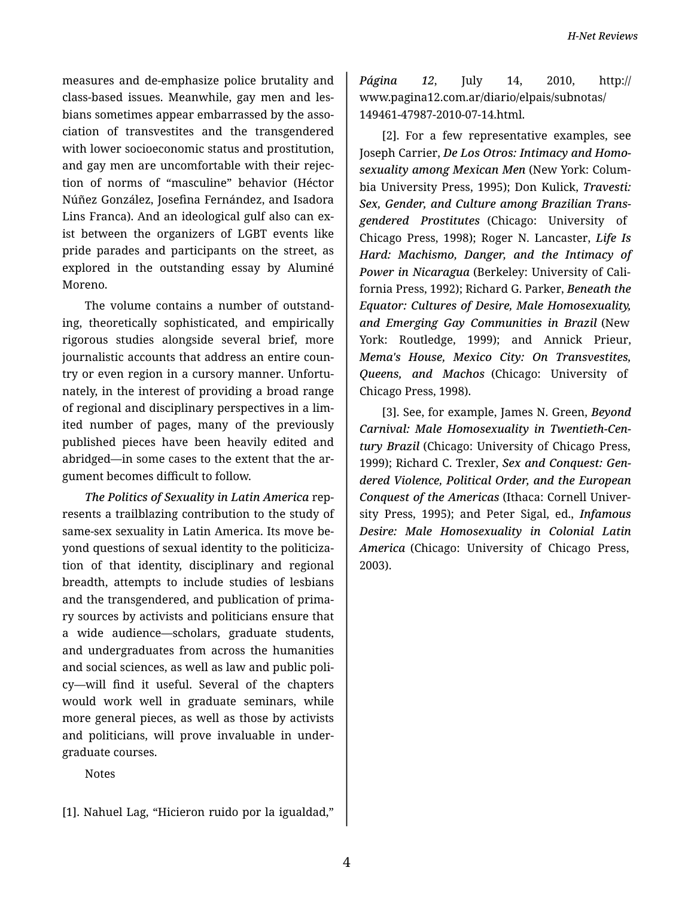measures and de-emphasize police brutality and class-based issues. Meanwhile, gay men and lesbians sometimes appear embarrassed by the association of transvestites and the transgendered with lower socioeconomic status and prostitution, and gay men are uncomfortable with their rejection of norms of "masculine" behavior (Héctor Núñez González, Josefina Fernández, and Isadora Lins Franca). And an ideological gulf also can exist between the organizers of LGBT events like pride parades and participants on the street, as explored in the outstanding essay by Aluminé Moreno.

The volume contains a number of outstanding, theoretically sophisticated, and empirically rigorous studies alongside several brief, more journalistic accounts that address an entire country or even region in a cursory manner. Unfortunately, in the interest of providing a broad range of regional and disciplinary perspectives in a limited number of pages, many of the previously published pieces have been heavily edited and abridged—in some cases to the extent that the argument becomes difficult to follow.

*The Politics of Sexuality in Latin America* represents a trailblazing contribution to the study of same-sex sexuality in Latin America. Its move beyond questions of sexual identity to the politicization of that identity, disciplinary and regional breadth, attempts to include studies of lesbians and the transgendered, and publication of primary sources by activists and politicians ensure that a wide audience—scholars, graduate students, and undergraduates from across the humanities and social sciences, as well as law and public policy—will find it useful. Several of the chapters would work well in graduate seminars, while more general pieces, as well as those by activists and politicians, will prove invaluable in undergraduate courses.

Notes

[1]. Nahuel Lag, "Hicieron ruido por la igualdad," *Página 12*, July 14, 2010, http://www.pagina12.com.ar/diario/elpais/subnotas/149461-47987-2010-07-14.html.

[2]. For a few representative examples, see Joseph Carrier, ***De Los Otros: Intimacy and Homosexuality among Mexican Men*** (New York: Columbia University Press, 1995); Don Kulick, ***Travesti: Sex, Gender, and Culture among Brazilian Transgendered Prostitutes*** (Chicago: University of Chicago Press, 1998); Roger N. Lancaster, ***Life Is Hard: Machismo, Danger, and the Intimacy of Power in Nicaragua*** (Berkeley: University of California Press, 1992); Richard G. Parker, ***Beneath the Equator: Cultures of Desire, Male Homosexuality, and Emerging Gay Communities in Brazil*** (New York: Routledge, 1999); and Annick Prieur, ***Mema's House, Mexico City: On Transvestites, Queens, and Machos*** (Chicago: University of Chicago Press, 1998).

[3]. See, for example, James N. Green, ***Beyond Carnival: Male Homosexuality in Twentieth-Century Brazil*** (Chicago: University of Chicago Press, 1999); Richard C. Trexler, ***Sex and Conquest: Gendered Violence, Political Order, and the European Conquest of the Americas*** (Ithaca: Cornell University Press, 1995); and Peter Sigal, ed., ***Infamous Desire: Male Homosexuality in Colonial Latin America*** (Chicago: University of Chicago Press, 2003).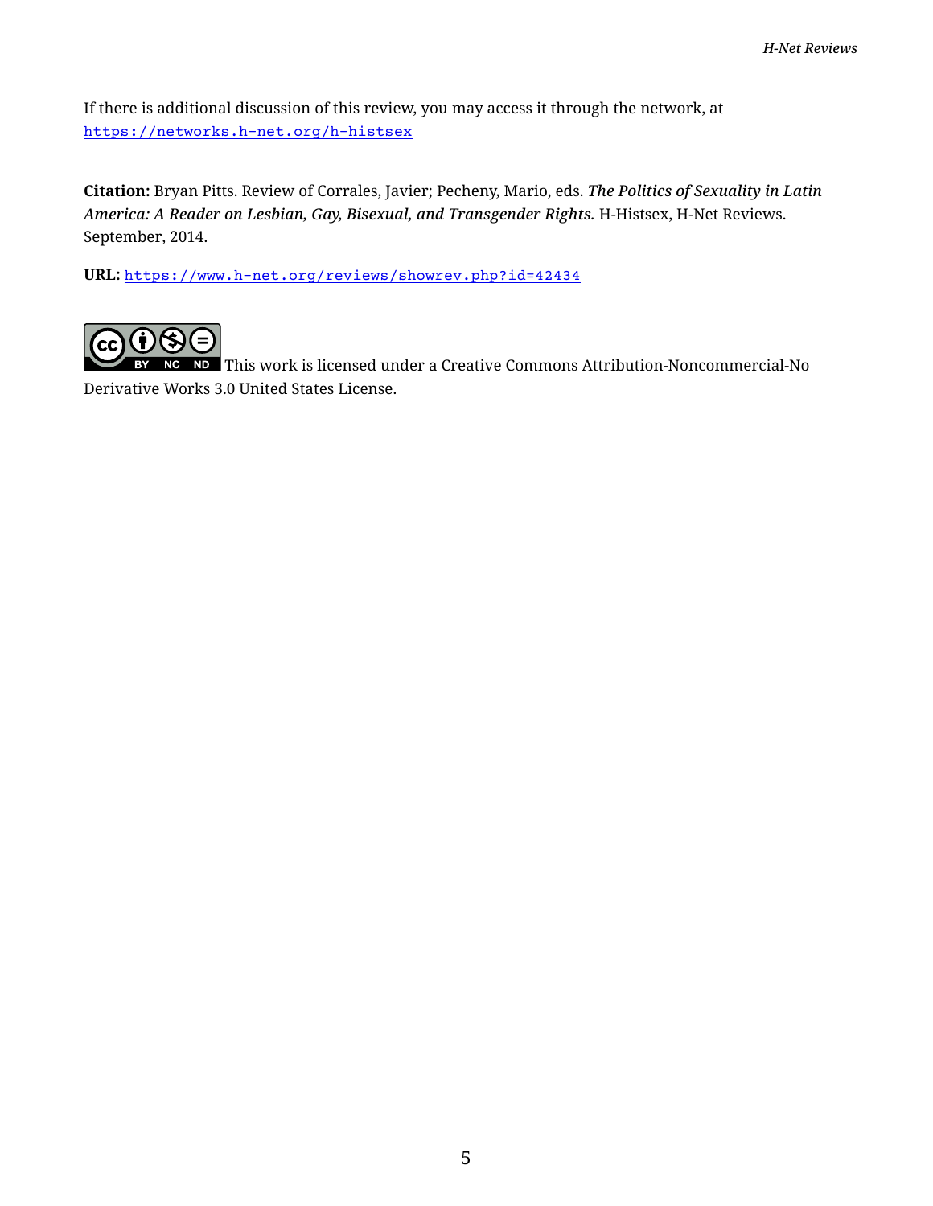If there is additional discussion of this review, you may access it through the network, at https://networks.h-net.org/h-histsex

**Citation:** Bryan Pitts. Review of Corrales, Javier; Pecheny, Mario, eds. ***The Politics of Sexuality in Latin America: A Reader on Lesbian, Gay, Bisexual, and Transgender Rights.*** H-Histsex, H-Net Reviews. September, 2014.

**URL:** https://www.h-net.org/reviews/showrev.php?id=42434

This work is licensed under a Creative Commons Attribution-Noncommercial-No Derivative Works 3.0 United States License.